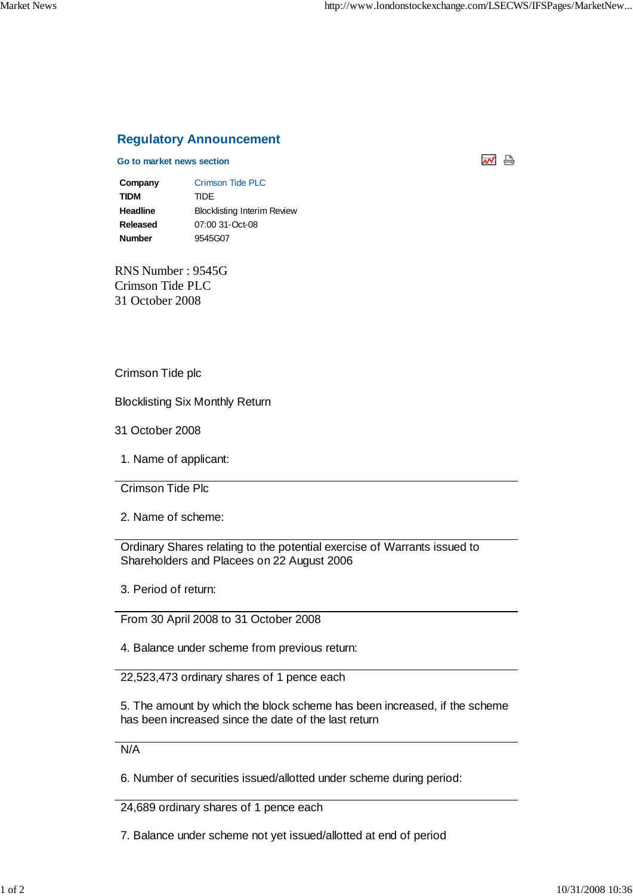## Regulatory Announcement

**Go to market news section**

| | |
|---|---|
| **Company** | Crimson Tide PLC |
| **TIDM** | TIDE |
| **Headline** | Blocklisting Interim Review |
| **Released** | 07:00 31-Oct-08 |
| **Number** | 9545G07 |

RNS Number : 9545G
Crimson Tide PLC
31 October 2008

Crimson Tide plc

Blocklisting Six Monthly Return

31 October 2008

1. Name of applicant:

Crimson Tide Plc

2. Name of scheme:

Ordinary Shares relating to the potential exercise of Warrants issued to Shareholders and Placees on 22 August 2006

3. Period of return:

From 30 April 2008 to 31 October 2008

4. Balance under scheme from previous return:

22,523,473 ordinary shares of 1 pence each

5. The amount by which the block scheme has been increased, if the scheme has been increased since the date of the last return

N/A

6. Number of securities issued/allotted under scheme during period:

24,689 ordinary shares of 1 pence each

7. Balance under scheme not yet issued/allotted at end of period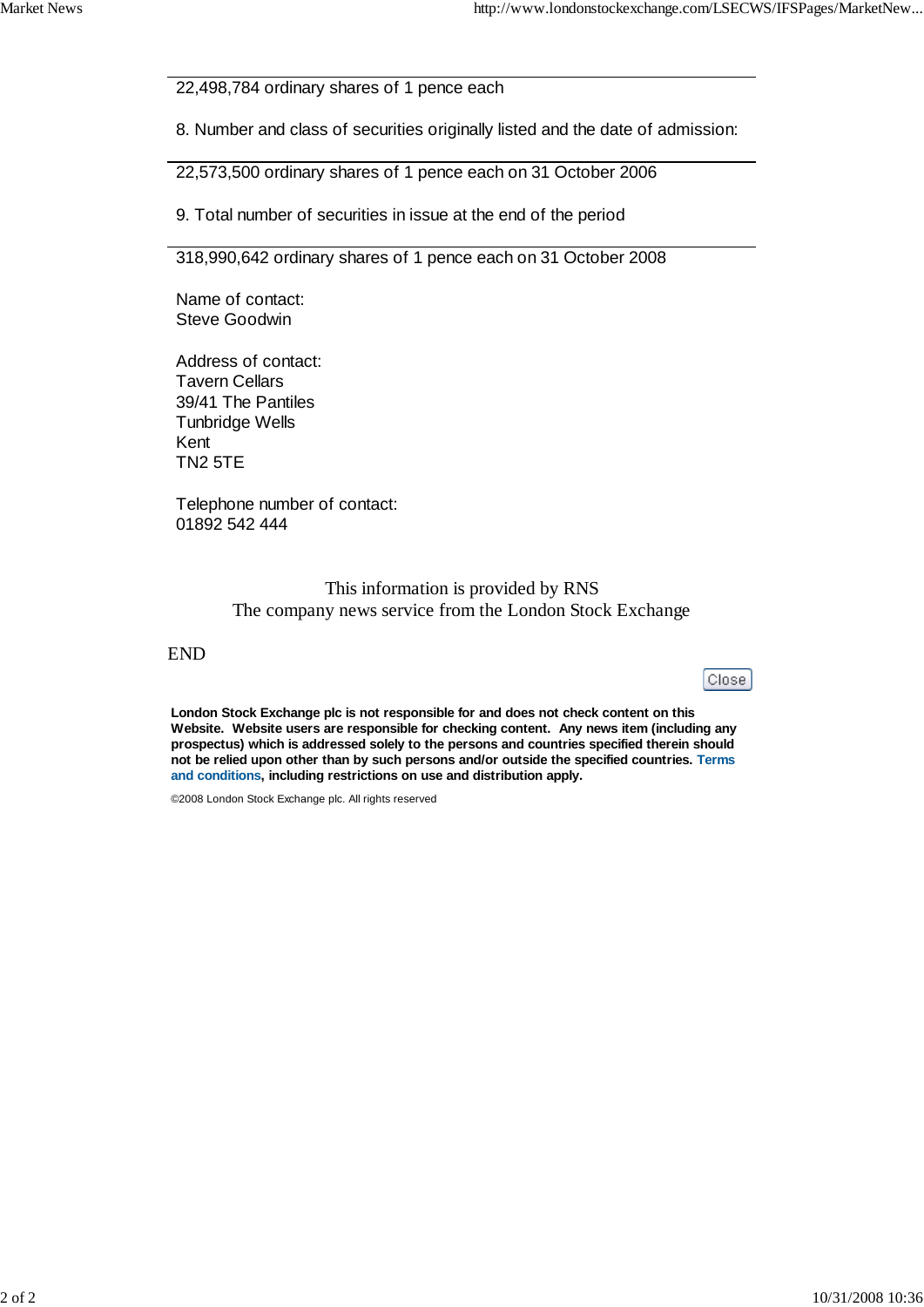22,498,784 ordinary shares of 1 pence each

8. Number and class of securities originally listed and the date of admission:

22,573,500 ordinary shares of 1 pence each on 31 October 2006

9. Total number of securities in issue at the end of the period

318,990,642 ordinary shares of 1 pence each on 31 October 2008

Name of contact:
Steve Goodwin

Address of contact:
Tavern Cellars
39/41 The Pantiles
Tunbridge Wells
Kent
TN2 5TE

Telephone number of contact:
01892 542 444

This information is provided by RNS
The company news service from the London Stock Exchange

END

Close

**London Stock Exchange plc is not responsible for and does not check content on this Website. Website users are responsible for checking content. Any news item (including any prospectus) which is addressed solely to the persons and countries specified therein should not be relied upon other than by such persons and/or outside the specified countries. Terms and conditions, including restrictions on use and distribution apply.**

©2008 London Stock Exchange plc. All rights reserved